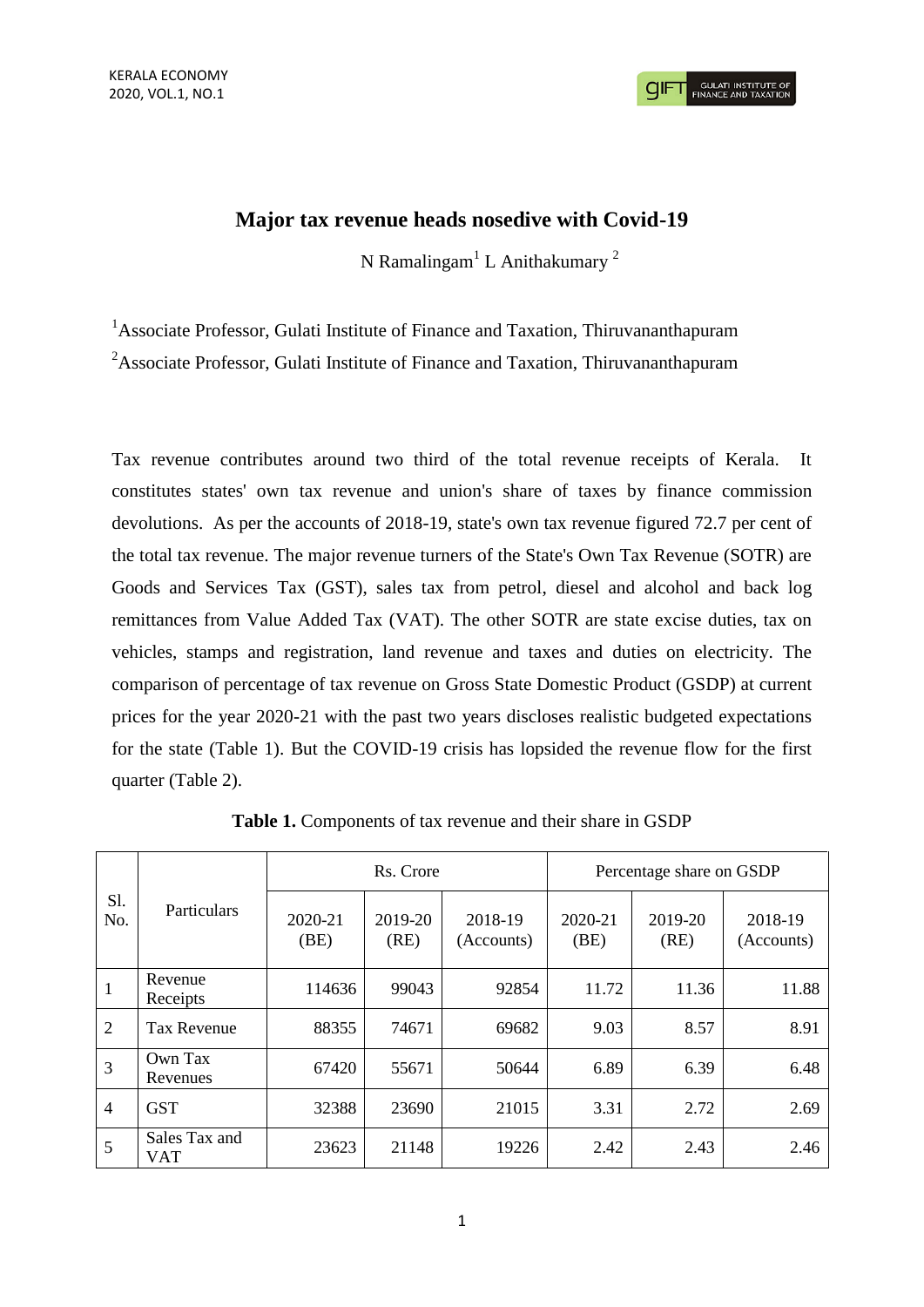# Major tax revenue heads nosedive with Covid-19

N Ramalingam[1] L Anithakumary [2]

[1]Associate Professor, Gulati Institute of Finance and Taxation, Thiruvananthapuram

[2]Associate Professor, Gulati Institute of Finance and Taxation, Thiruvananthapuram

Tax revenue contributes around two third of the total revenue receipts of Kerala. It constitutes states' own tax revenue and union's share of taxes by finance commission devolutions. As per the accounts of 2018-19, state's own tax revenue figured 72.7 per cent of the total tax revenue. The major revenue turners of the State's Own Tax Revenue (SOTR) are Goods and Services Tax (GST), sales tax from petrol, diesel and alcohol and back log remittances from Value Added Tax (VAT). The other SOTR are state excise duties, tax on vehicles, stamps and registration, land revenue and taxes and duties on electricity. The comparison of percentage of tax revenue on Gross State Domestic Product (GSDP) at current prices for the year 2020-21 with the past two years discloses realistic budgeted expectations for the state (Table 1). But the COVID-19 crisis has lopsided the revenue flow for the first quarter (Table 2).

**Table 1.** Components of tax revenue and their share in GSDP

| Sl. No. | Particulars | Rs. Crore | | | Percentage share on GSDP | | |
|---|---|---|---|---|---|---|---|
| | | 2020-21 (BE) | 2019-20 (RE) | 2018-19 (Accounts) | 2020-21 (BE) | 2019-20 (RE) | 2018-19 (Accounts) |
| 1 | Revenue Receipts | 114636 | 99043 | 92854 | 11.72 | 11.36 | 11.88 |
| 2 | Tax Revenue | 88355 | 74671 | 69682 | 9.03 | 8.57 | 8.91 |
| 3 | Own Tax Revenues | 67420 | 55671 | 50644 | 6.89 | 6.39 | 6.48 |
| 4 | GST | 32388 | 23690 | 21015 | 3.31 | 2.72 | 2.69 |
| 5 | Sales Tax and VAT | 23623 | 21148 | 19226 | 2.42 | 2.43 | 2.46 |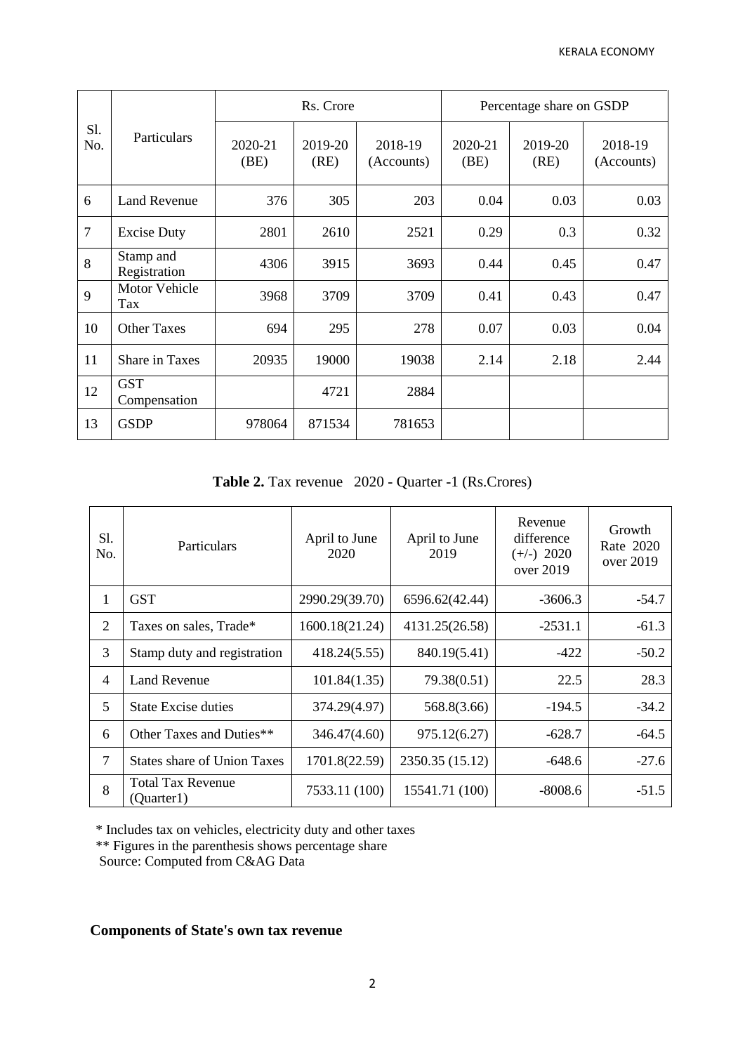| Sl. No. | Particulars | Rs. Crore | | | Percentage share on GSDP | | |
|---|---|---|---|---|---|---|---|
| | | 2020-21 (BE) | 2019-20 (RE) | 2018-19 (Accounts) | 2020-21 (BE) | 2019-20 (RE) | 2018-19 (Accounts) |
| 6 | Land Revenue | 376 | 305 | 203 | 0.04 | 0.03 | 0.03 |
| 7 | Excise Duty | 2801 | 2610 | 2521 | 0.29 | 0.3 | 0.32 |
| 8 | Stamp and Registration | 4306 | 3915 | 3693 | 0.44 | 0.45 | 0.47 |
| 9 | Motor Vehicle Tax | 3968 | 3709 | 3709 | 0.41 | 0.43 | 0.47 |
| 10 | Other Taxes | 694 | 295 | 278 | 0.07 | 0.03 | 0.04 |
| 11 | Share in Taxes | 20935 | 19000 | 19038 | 2.14 | 2.18 | 2.44 |
| 12 | GST Compensation | | 4721 | 2884 | | | |
| 13 | GSDP | 978064 | 871534 | 781653 | | | |

**Table 2.** Tax revenue 2020 - Quarter -1 (Rs.Crores)

| Sl. No. | Particulars | April to June 2020 | April to June 2019 | Revenue difference (+/-) 2020 over 2019 | Growth Rate 2020 over 2019 |
|---|---|---|---|---|---|
| 1 | GST | 2990.29(39.70) | 6596.62(42.44) | -3606.3 | -54.7 |
| 2 | Taxes on sales, Trade* | 1600.18(21.24) | 4131.25(26.58) | -2531.1 | -61.3 |
| 3 | Stamp duty and registration | 418.24(5.55) | 840.19(5.41) | -422 | -50.2 |
| 4 | Land Revenue | 101.84(1.35) | 79.38(0.51) | 22.5 | 28.3 |
| 5 | State Excise duties | 374.29(4.97) | 568.8(3.66) | -194.5 | -34.2 |
| 6 | Other Taxes and Duties** | 346.47(4.60) | 975.12(6.27) | -628.7 | -64.5 |
| 7 | States share of Union Taxes | 1701.8(22.59) | 2350.35 (15.12) | -648.6 | -27.6 |
| 8 | Total Tax Revenue (Quarter1) | 7533.11 (100) | 15541.71 (100) | -8008.6 | -51.5 |

\* Includes tax on vehicles, electricity duty and other taxes

\*\* Figures in the parenthesis shows percentage share

Source: Computed from C&AG Data

## Components of State's own tax revenue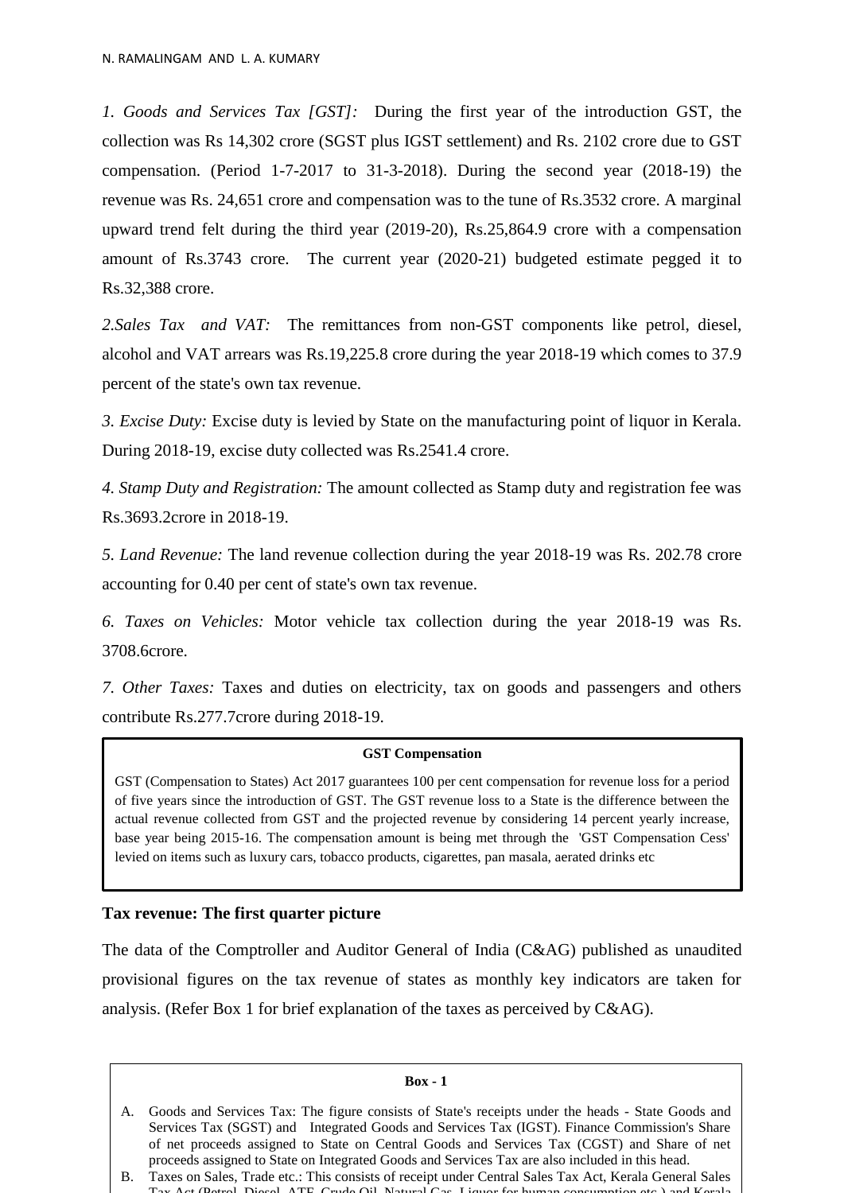*1. Goods and Services Tax [GST]:* During the first year of the introduction GST, the collection was Rs 14,302 crore (SGST plus IGST settlement) and Rs. 2102 crore due to GST compensation. (Period 1-7-2017 to 31-3-2018). During the second year (2018-19) the revenue was Rs. 24,651 crore and compensation was to the tune of Rs.3532 crore. A marginal upward trend felt during the third year (2019-20), Rs.25,864.9 crore with a compensation amount of Rs.3743 crore. The current year (2020-21) budgeted estimate pegged it to Rs.32,388 crore.

*2.Sales Tax and VAT:* The remittances from non-GST components like petrol, diesel, alcohol and VAT arrears was Rs.19,225.8 crore during the year 2018-19 which comes to 37.9 percent of the state's own tax revenue.

*3. Excise Duty:* Excise duty is levied by State on the manufacturing point of liquor in Kerala. During 2018-19, excise duty collected was Rs.2541.4 crore.

*4. Stamp Duty and Registration:* The amount collected as Stamp duty and registration fee was Rs.3693.2crore in 2018-19.

*5. Land Revenue:* The land revenue collection during the year 2018-19 was Rs. 202.78 crore accounting for 0.40 per cent of state's own tax revenue.

*6. Taxes on Vehicles:* Motor vehicle tax collection during the year 2018-19 was Rs. 3708.6crore.

*7. Other Taxes:* Taxes and duties on electricity, tax on goods and passengers and others contribute Rs.277.7crore during 2018-19.

> **GST Compensation**
>
> GST (Compensation to States) Act 2017 guarantees 100 per cent compensation for revenue loss for a period of five years since the introduction of GST. The GST revenue loss to a State is the difference between the actual revenue collected from GST and the projected revenue by considering 14 percent yearly increase, base year being 2015-16. The compensation amount is being met through the 'GST Compensation Cess' levied on items such as luxury cars, tobacco products, cigarettes, pan masala, aerated drinks etc

**Tax revenue: The first quarter picture**

The data of the Comptroller and Auditor General of India (C&AG) published as unaudited provisional figures on the tax revenue of states as monthly key indicators are taken for analysis. (Refer Box 1 for brief explanation of the taxes as perceived by C&AG).

> **Box - 1**
>
> A. Goods and Services Tax: The figure consists of State's receipts under the heads - State Goods and Services Tax (SGST) and Integrated Goods and Services Tax (IGST). Finance Commission's Share of net proceeds assigned to State on Central Goods and Services Tax (CGST) and Share of net proceeds assigned to State on Integrated Goods and Services Tax are also included in this head.
>
> B. Taxes on Sales, Trade etc.: This consists of receipt under Central Sales Tax Act, Kerala General Sales Tax Act (Petrol, Diesel, ATF, Crude Oil, Natural Gas, Liquor for human consumption etc.) and Kerala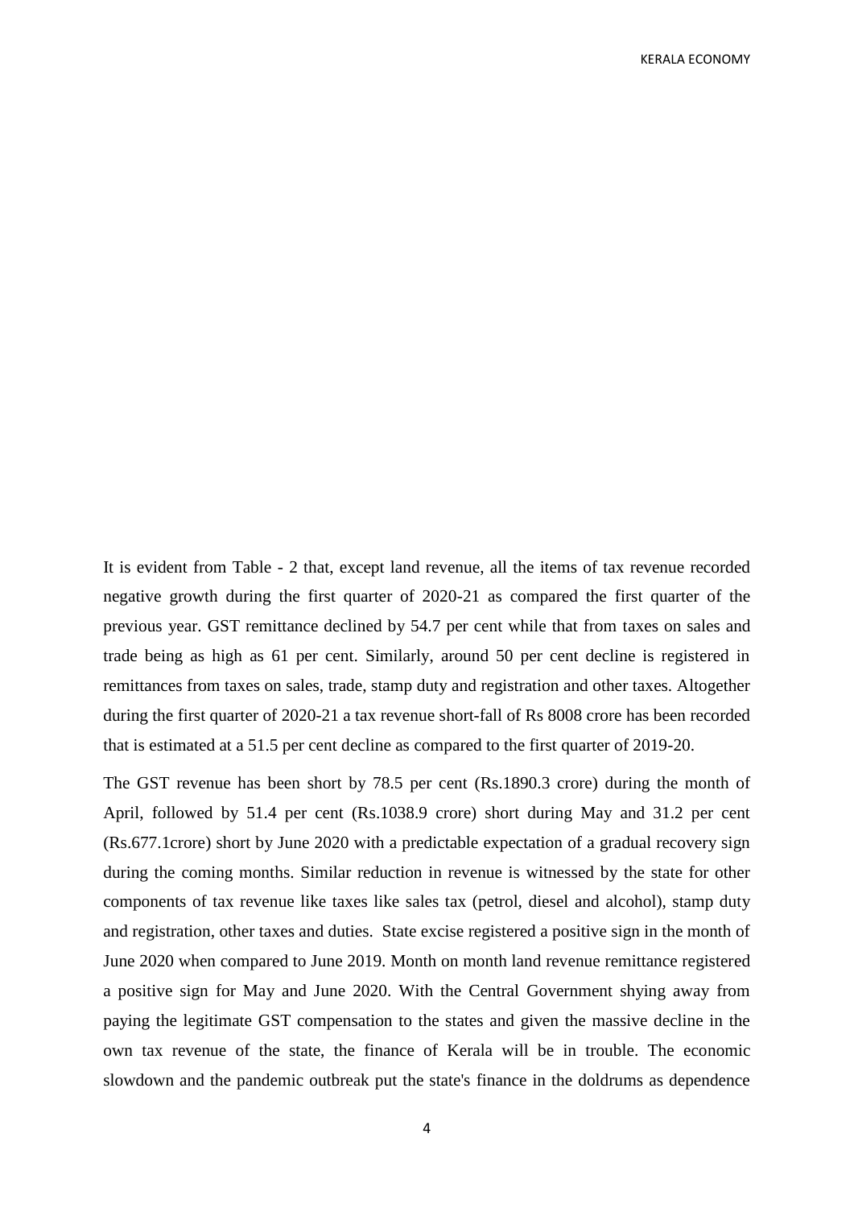It is evident from Table - 2 that, except land revenue, all the items of tax revenue recorded negative growth during the first quarter of 2020-21 as compared the first quarter of the previous year. GST remittance declined by 54.7 per cent while that from taxes on sales and trade being as high as 61 per cent. Similarly, around 50 per cent decline is registered in remittances from taxes on sales, trade, stamp duty and registration and other taxes. Altogether during the first quarter of 2020-21 a tax revenue short-fall of Rs 8008 crore has been recorded that is estimated at a 51.5 per cent decline as compared to the first quarter of 2019-20.

The GST revenue has been short by 78.5 per cent (Rs.1890.3 crore) during the month of April, followed by 51.4 per cent (Rs.1038.9 crore) short during May and 31.2 per cent (Rs.677.1crore) short by June 2020 with a predictable expectation of a gradual recovery sign during the coming months. Similar reduction in revenue is witnessed by the state for other components of tax revenue like taxes like sales tax (petrol, diesel and alcohol), stamp duty and registration, other taxes and duties. State excise registered a positive sign in the month of June 2020 when compared to June 2019. Month on month land revenue remittance registered a positive sign for May and June 2020. With the Central Government shying away from paying the legitimate GST compensation to the states and given the massive decline in the own tax revenue of the state, the finance of Kerala will be in trouble. The economic slowdown and the pandemic outbreak put the state's finance in the doldrums as dependence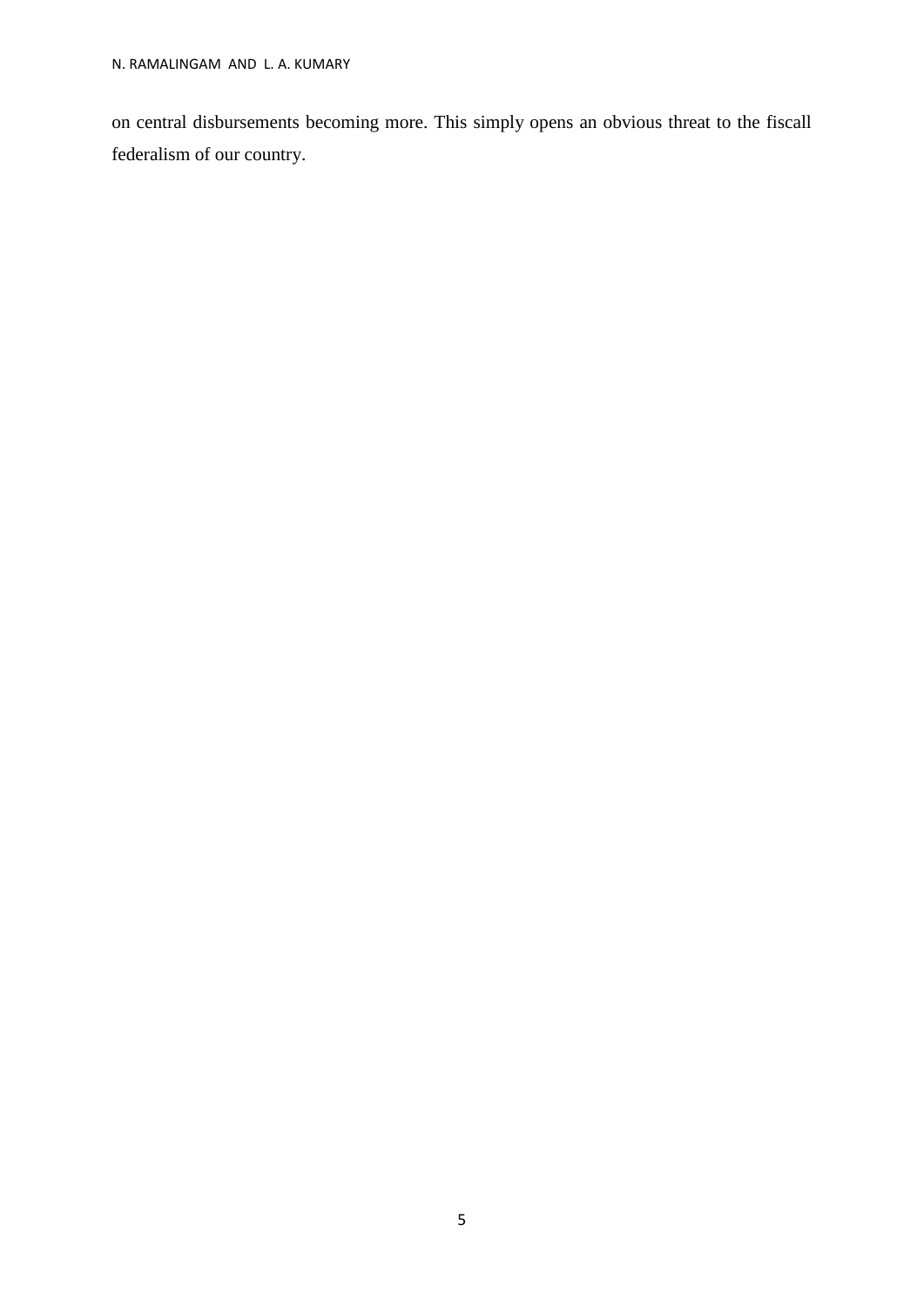on central disbursements becoming more. This simply opens an obvious threat to the fiscall federalism of our country.